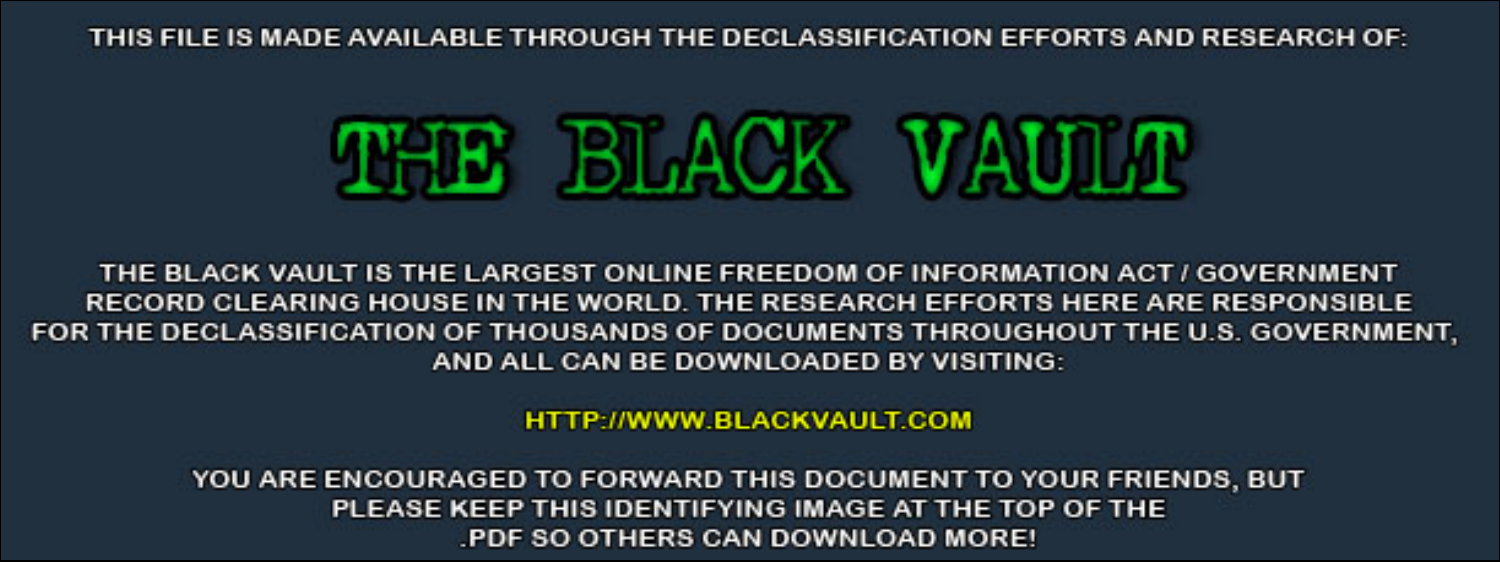THIS FILE IS MADE AVAILABLE THROUGH THE DECLASSIFICATION EFFORTS AND RESEARCH OF:

# THE BLACK VAULT

THE BLACK VAULT IS THE LARGEST ONLINE FREEDOM OF INFORMATION ACT / GOVERNMENT RECORD CLEARING HOUSE IN THE WORLD. THE RESEARCH EFFORTS HERE ARE RESPONSIBLE FOR THE DECLASSIFICATION OF THOUSANDS OF DOCUMENTS THROUGHOUT THE U.S. GOVERNMENT, AND ALL CAN BE DOWNLOADED BY VISITING:

HTTP://WWW.BLACKVAULT.COM

YOU ARE ENCOURAGED TO FORWARD THIS DOCUMENT TO YOUR FRIENDS, BUT PLEASE KEEP THIS IDENTIFYING IMAGE AT THE TOP OF THE .PDF SO OTHERS CAN DOWNLOAD MORE!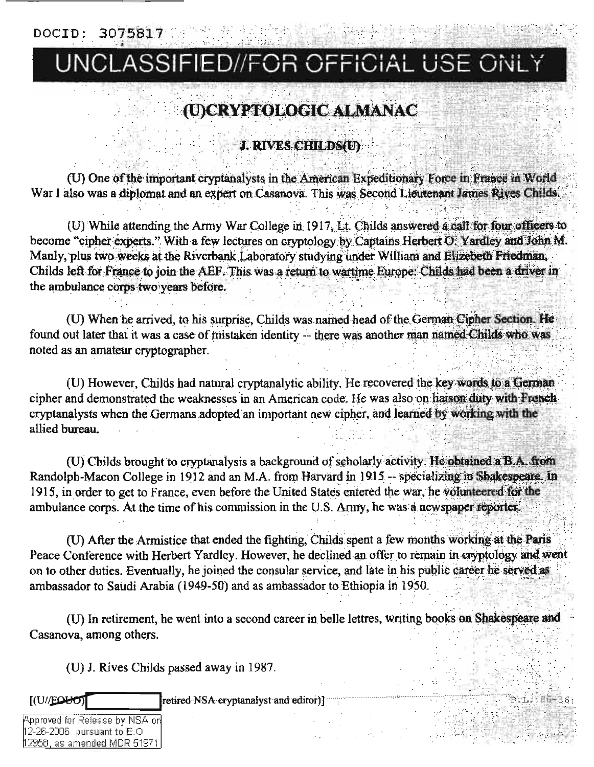DOCID: 3075817

UNCLASSIFIED//FOR OFFICIAL USE ONLY

# (U)CRYPTOLOGIC ALMANAC

## J. RIVES CHILDS(U)

(U) One of the important cryptanalysts in the American Expeditionary Force in France in World War I also was a diplomat and an expert on Casanova. This was Second Lieutenant James Rives Childs.

(U) While attending the Army War College in 1917, Lt. Childs answered a call for four officers to become "cipher experts." With a few lectures on cryptology by Captains Herbert O. Yardley and John M. Manly, plus two weeks at the Riverbank Laboratory studying under William and Elizebeth Friedman, Childs left for France to join the AEF. This was a return to wartime Europe: Childs had been a driver in the ambulance corps two years before.

(U) When he arrived, to his surprise, Childs was named head of the German Cipher Section. He found out later that it was a case of mistaken identity -- there was another man named Childs who was noted as an amateur cryptographer.

(U) However, Childs had natural cryptanalytic ability. He recovered the key words to a German cipher and demonstrated the weaknesses in an American code. He was also on liaison duty with French cryptanalysts when the Germans adopted an important new cipher, and learned by working with the allied bureau.

(U) Childs brought to cryptanalysis a background of scholarly activity. He obtained a B.A. from Randolph-Macon College in 1912 and an M.A. from Harvard in 1915 -- specializing in Shakespeare. In 1915, in order to get to France, even before the United States entered the war, he volunteered for the ambulance corps. At the time of his commission in the U.S. Army, he was a newspaper reporter.

(U) After the Armistice that ended the fighting, Childs spent a few months working at the Paris Peace Conference with Herbert Yardley. However, he declined an offer to remain in cryptology and went on to other duties. Eventually, he joined the consular service, and late in his public career he served as ambassador to Saudi Arabia (1949-50) and as ambassador to Ethiopia in 1950.

(U) In retirement, he went into a second career in belle lettres, writing books on Shakespeare and Casanova, among others.

(U) J. Rives Childs passed away in 1987.

[(U//FOUO) [redacted] retired NSA cryptanalyst and editor)]

P.L. 86-36

Approved for Release by NSA on 12-26-2006 pursuant to E.O. 12958, as amended MDR 51971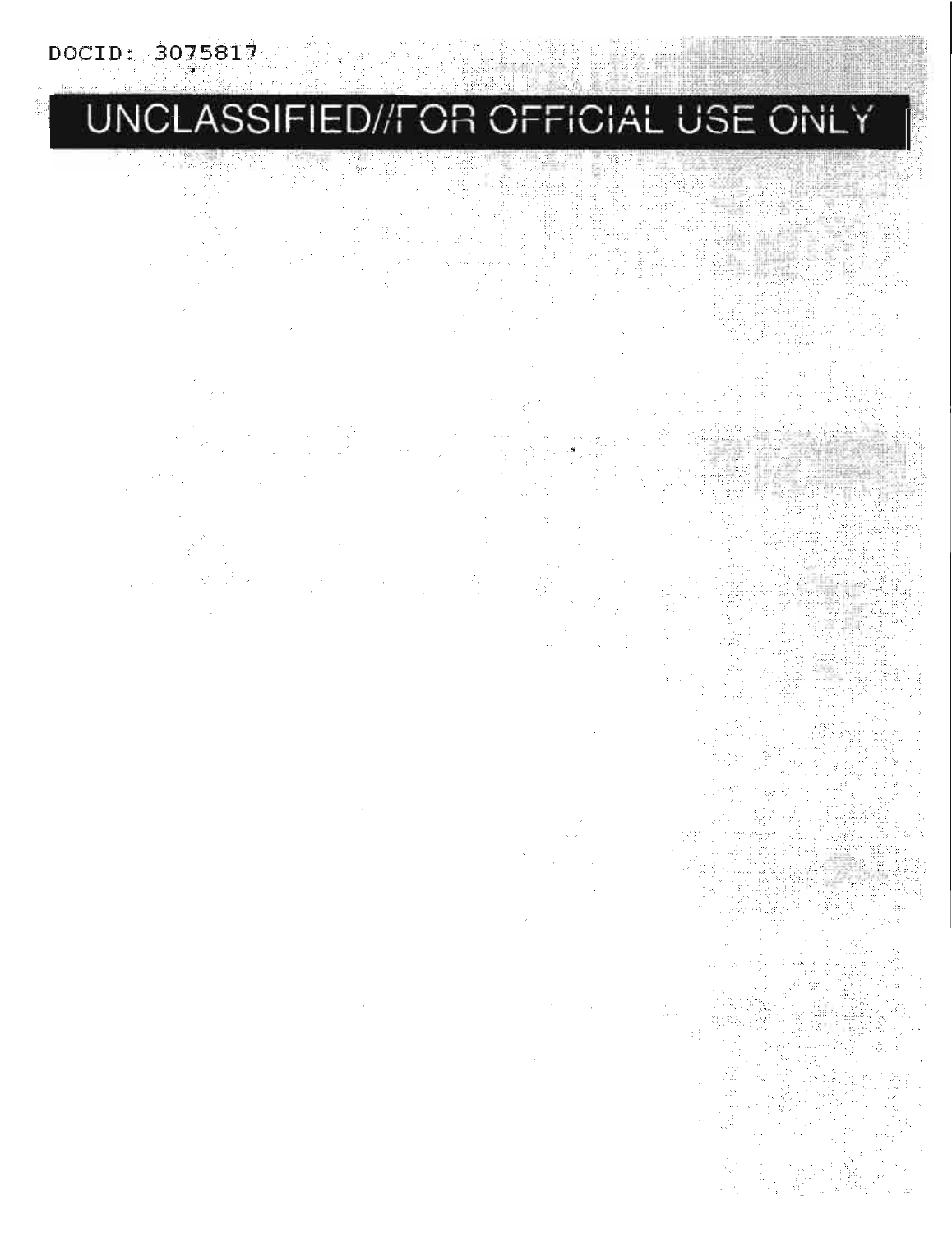UNCLASSIFIED//FOR OFFICIAL USE ONLY